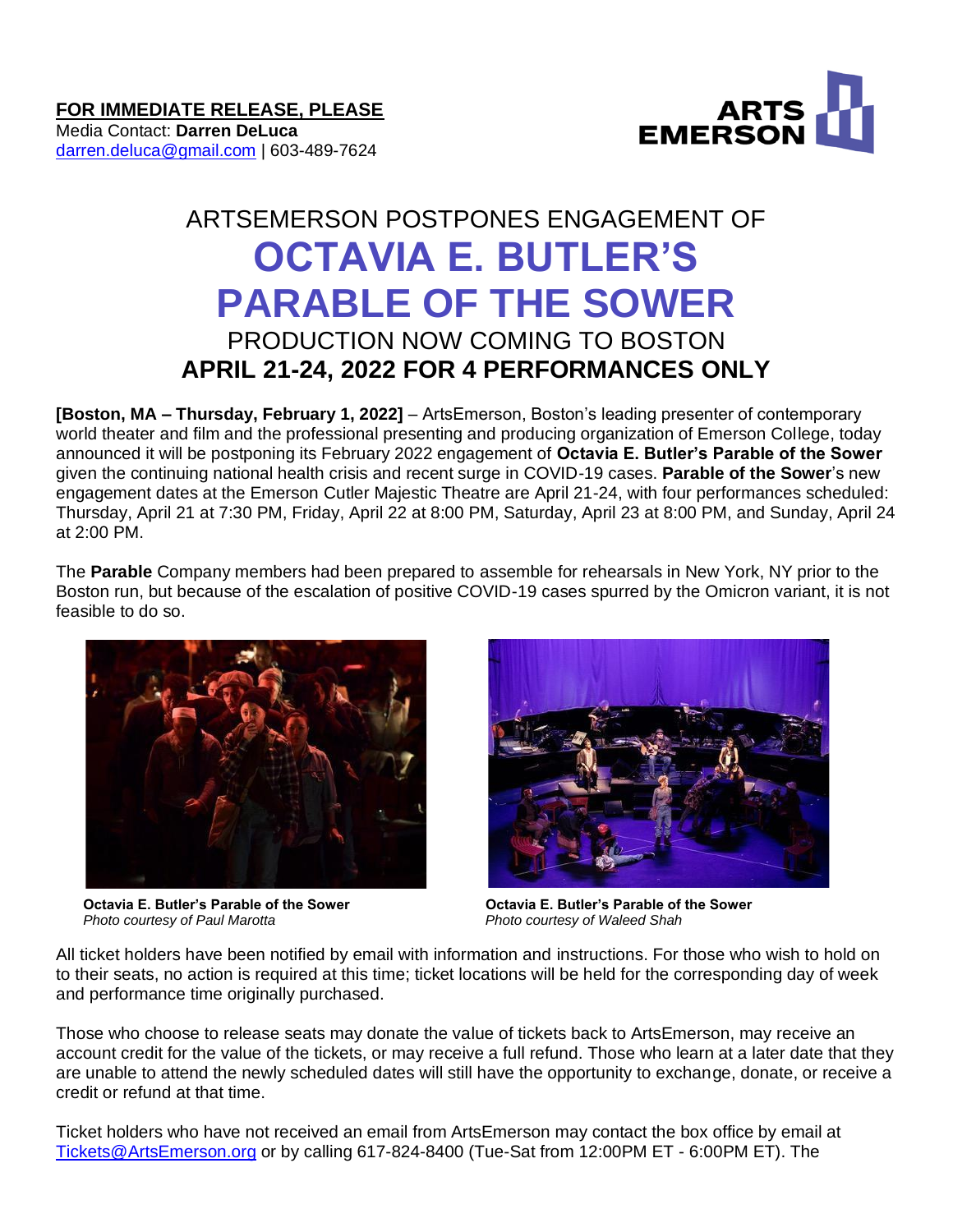**FOR IMMEDIATE RELEASE, PLEASE**
Media Contact: **Darren DeLuca**
darren.deluca@gmail.com | 603-489-7624

ARTS EMERSON

# ARTSEMERSON POSTPONES ENGAGEMENT OF
# OCTAVIA E. BUTLER'S PARABLE OF THE SOWER
## PRODUCTION NOW COMING TO BOSTON
## APRIL 21-24, 2022 FOR 4 PERFORMANCES ONLY

**[Boston, MA – Thursday, February 1, 2022]** – ArtsEmerson, Boston's leading presenter of contemporary world theater and film and the professional presenting and producing organization of Emerson College, today announced it will be postponing its February 2022 engagement of **Octavia E. Butler's Parable of the Sower** given the continuing national health crisis and recent surge in COVID-19 cases. **Parable of the Sower**'s new engagement dates at the Emerson Cutler Majestic Theatre are April 21-24, with four performances scheduled: Thursday, April 21 at 7:30 PM, Friday, April 22 at 8:00 PM, Saturday, April 23 at 8:00 PM, and Sunday, April 24 at 2:00 PM.

The **Parable** Company members had been prepared to assemble for rehearsals in New York, NY prior to the Boston run, but because of the escalation of positive COVID-19 cases spurred by the Omicron variant, it is not feasible to do so.

**Octavia E. Butler's Parable of the Sower**
*Photo courtesy of Paul Marotta*

**Octavia E. Butler's Parable of the Sower**
*Photo courtesy of Waleed Shah*

All ticket holders have been notified by email with information and instructions. For those who wish to hold on to their seats, no action is required at this time; ticket locations will be held for the corresponding day of week and performance time originally purchased.

Those who choose to release seats may donate the value of tickets back to ArtsEmerson, may receive an account credit for the value of the tickets, or may receive a full refund. Those who learn at a later date that they are unable to attend the newly scheduled dates will still have the opportunity to exchange, donate, or receive a credit or refund at that time.

Ticket holders who have not received an email from ArtsEmerson may contact the box office by email at Tickets@ArtsEmerson.org or by calling 617-824-8400 (Tue-Sat from 12:00PM ET - 6:00PM ET). The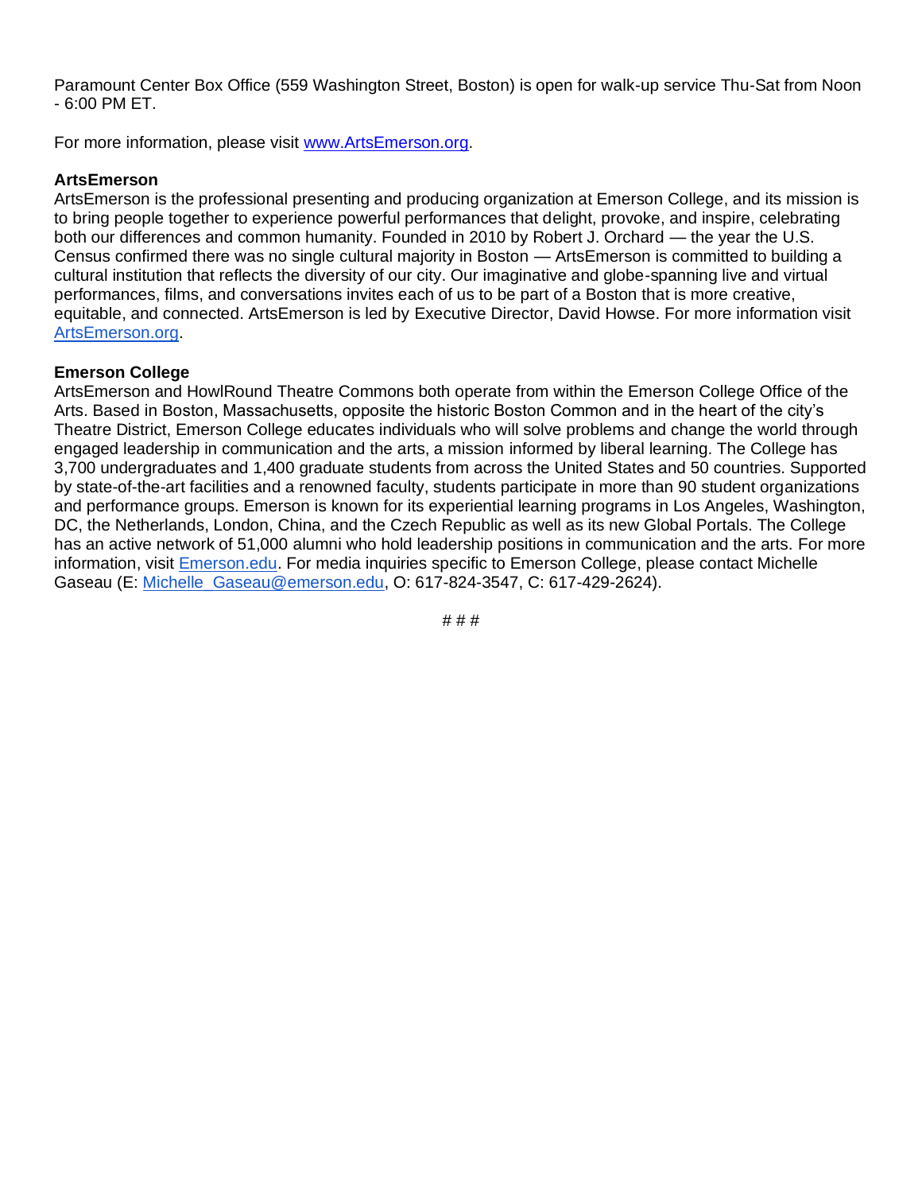Paramount Center Box Office (559 Washington Street, Boston) is open for walk-up service Thu-Sat from Noon - 6:00 PM ET.

For more information, please visit [www.ArtsEmerson.org](http://www.ArtsEmerson.org).

**ArtsEmerson**
ArtsEmerson is the professional presenting and producing organization at Emerson College, and its mission is to bring people together to experience powerful performances that delight, provoke, and inspire, celebrating both our differences and common humanity. Founded in 2010 by Robert J. Orchard — the year the U.S. Census confirmed there was no single cultural majority in Boston — ArtsEmerson is committed to building a cultural institution that reflects the diversity of our city. Our imaginative and globe-spanning live and virtual performances, films, and conversations invites each of us to be part of a Boston that is more creative, equitable, and connected. ArtsEmerson is led by Executive Director, David Howse. For more information visit [ArtsEmerson.org](http://ArtsEmerson.org).

**Emerson College**
ArtsEmerson and HowlRound Theatre Commons both operate from within the Emerson College Office of the Arts. Based in Boston, Massachusetts, opposite the historic Boston Common and in the heart of the city's Theatre District, Emerson College educates individuals who will solve problems and change the world through engaged leadership in communication and the arts, a mission informed by liberal learning. The College has 3,700 undergraduates and 1,400 graduate students from across the United States and 50 countries. Supported by state-of-the-art facilities and a renowned faculty, students participate in more than 90 student organizations and performance groups. Emerson is known for its experiential learning programs in Los Angeles, Washington, DC, the Netherlands, London, China, and the Czech Republic as well as its new Global Portals. The College has an active network of 51,000 alumni who hold leadership positions in communication and the arts. For more information, visit [Emerson.edu](http://Emerson.edu). For media inquiries specific to Emerson College, please contact Michelle Gaseau (E: [Michelle_Gaseau@emerson.edu](mailto:Michelle_Gaseau@emerson.edu), O: 617-824-3547, C: 617-429-2624).

# # #